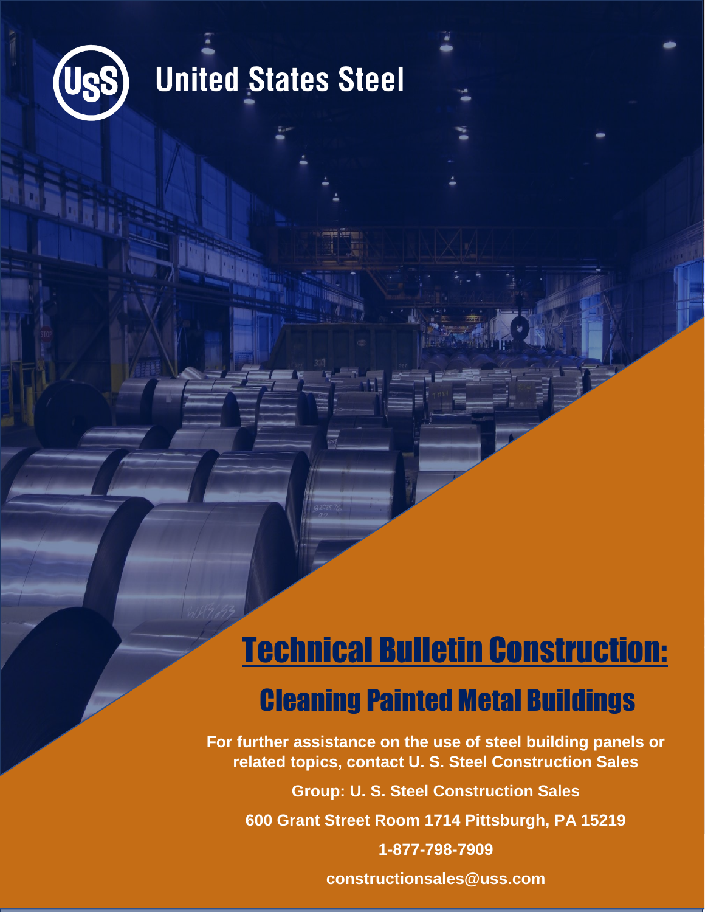# United States Steel

# Technical Bulletin Construction:

## Cleaning Painted Metal Buildings

**For further assistance on the use of steel building panels or related topics, contact U. S. Steel Construction Sales**

**Group: U. S. Steel Construction Sales**

**600 Grant Street Room 1714 Pittsburgh, PA 15219**

**1-877-798-7909**

**constructionsales@uss.com**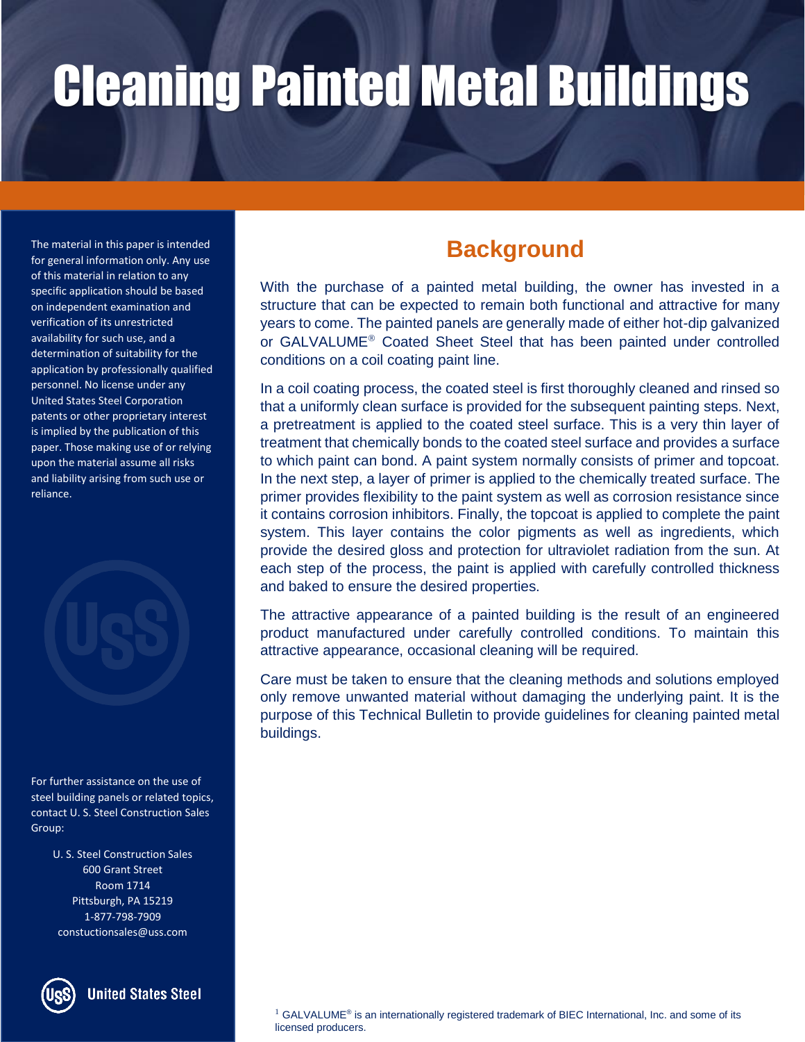# Cleaning Painted Metal Buildings

The material in this paper is intended for general information only. Any use of this material in relation to any specific application should be based on independent examination and verification of its unrestricted availability for such use, and a determination of suitability for the application by professionally qualified personnel. No license under any United States Steel Corporation patents or other proprietary interest is implied by the publication of this paper. Those making use of or relying upon the material assume all risks and liability arising from such use or reliance.

For further assistance on the use of steel building panels or related topics, contact U. S. Steel Construction Sales Group:

U. S. Steel Construction Sales
600 Grant Street
Room 1714
Pittsburgh, PA 15219
1-877-798-7909
constuctionsales@uss.com

United States Steel

## Background

With the purchase of a painted metal building, the owner has invested in a structure that can be expected to remain both functional and attractive for many years to come. The painted panels are generally made of either hot-dip galvanized or GALVALUME® Coated Sheet Steel that has been painted under controlled conditions on a coil coating paint line.

In a coil coating process, the coated steel is first thoroughly cleaned and rinsed so that a uniformly clean surface is provided for the subsequent painting steps. Next, a pretreatment is applied to the coated steel surface. This is a very thin layer of treatment that chemically bonds to the coated steel surface and provides a surface to which paint can bond. A paint system normally consists of primer and topcoat. In the next step, a layer of primer is applied to the chemically treated surface. The primer provides flexibility to the paint system as well as corrosion resistance since it contains corrosion inhibitors. Finally, the topcoat is applied to complete the paint system. This layer contains the color pigments as well as ingredients, which provide the desired gloss and protection for ultraviolet radiation from the sun. At each step of the process, the paint is applied with carefully controlled thickness and baked to ensure the desired properties.

The attractive appearance of a painted building is the result of an engineered product manufactured under carefully controlled conditions. To maintain this attractive appearance, occasional cleaning will be required.

Care must be taken to ensure that the cleaning methods and solutions employed only remove unwanted material without damaging the underlying paint. It is the purpose of this Technical Bulletin to provide guidelines for cleaning painted metal buildings.

[1] GALVALUME® is an internationally registered trademark of BIEC International, Inc. and some of its licensed producers.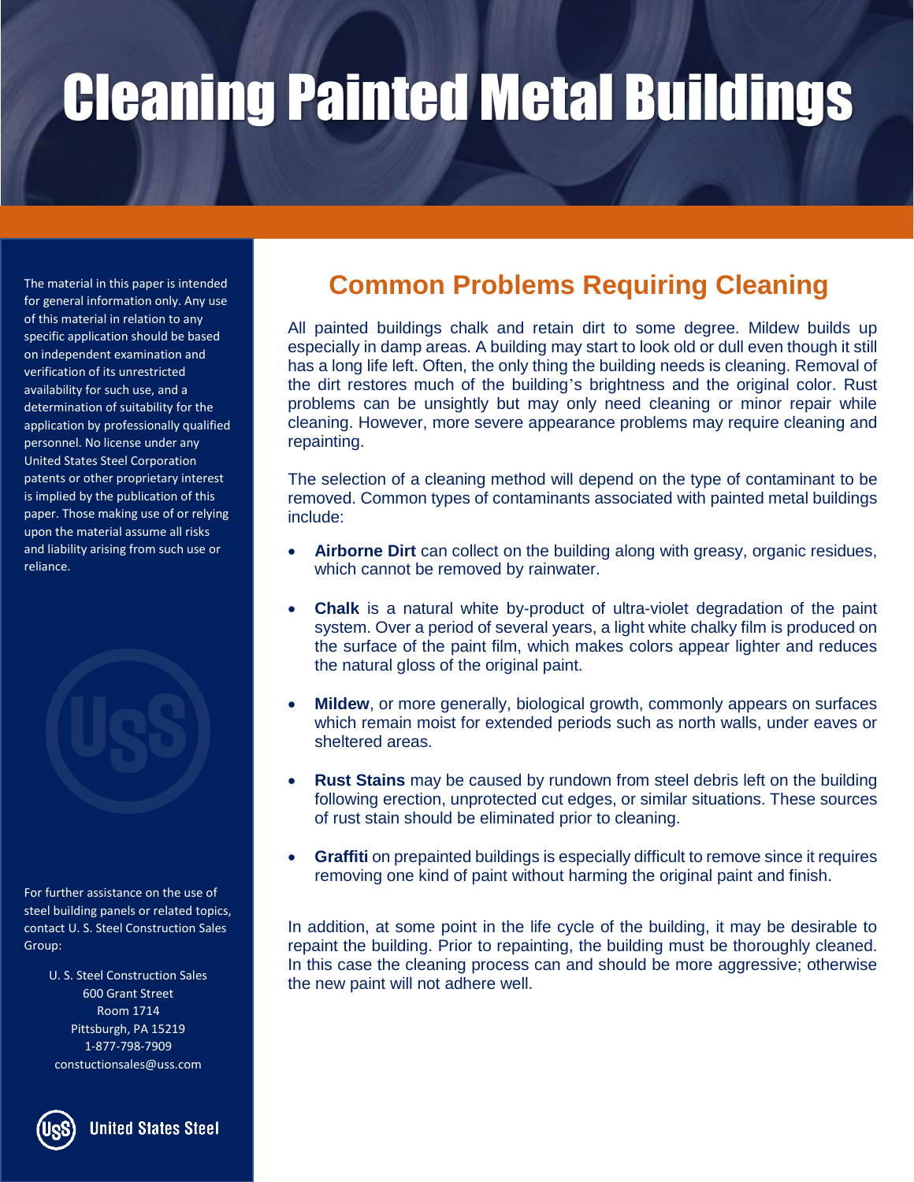# Cleaning Painted Metal Buildings

The material in this paper is intended for general information only. Any use of this material in relation to any specific application should be based on independent examination and verification of its unrestricted availability for such use, and a determination of suitability for the application by professionally qualified personnel. No license under any United States Steel Corporation patents or other proprietary interest is implied by the publication of this paper. Those making use of or relying upon the material assume all risks and liability arising from such use or reliance.

For further assistance on the use of steel building panels or related topics, contact U. S. Steel Construction Sales Group:

U. S. Steel Construction Sales
600 Grant Street
Room 1714
Pittsburgh, PA 15219
1-877-798-7909
constuctionsales@uss.com

United States Steel

## Common Problems Requiring Cleaning

All painted buildings chalk and retain dirt to some degree. Mildew builds up especially in damp areas. A building may start to look old or dull even though it still has a long life left. Often, the only thing the building needs is cleaning. Removal of the dirt restores much of the building's brightness and the original color. Rust problems can be unsightly but may only need cleaning or minor repair while cleaning. However, more severe appearance problems may require cleaning and repainting.

The selection of a cleaning method will depend on the type of contaminant to be removed. Common types of contaminants associated with painted metal buildings include:

- **Airborne Dirt** can collect on the building along with greasy, organic residues, which cannot be removed by rainwater.
- **Chalk** is a natural white by-product of ultra-violet degradation of the paint system. Over a period of several years, a light white chalky film is produced on the surface of the paint film, which makes colors appear lighter and reduces the natural gloss of the original paint.
- **Mildew**, or more generally, biological growth, commonly appears on surfaces which remain moist for extended periods such as north walls, under eaves or sheltered areas.
- **Rust Stains** may be caused by rundown from steel debris left on the building following erection, unprotected cut edges, or similar situations. These sources of rust stain should be eliminated prior to cleaning.
- **Graffiti** on prepainted buildings is especially difficult to remove since it requires removing one kind of paint without harming the original paint and finish.

In addition, at some point in the life cycle of the building, it may be desirable to repaint the building. Prior to repainting, the building must be thoroughly cleaned. In this case the cleaning process can and should be more aggressive; otherwise the new paint will not adhere well.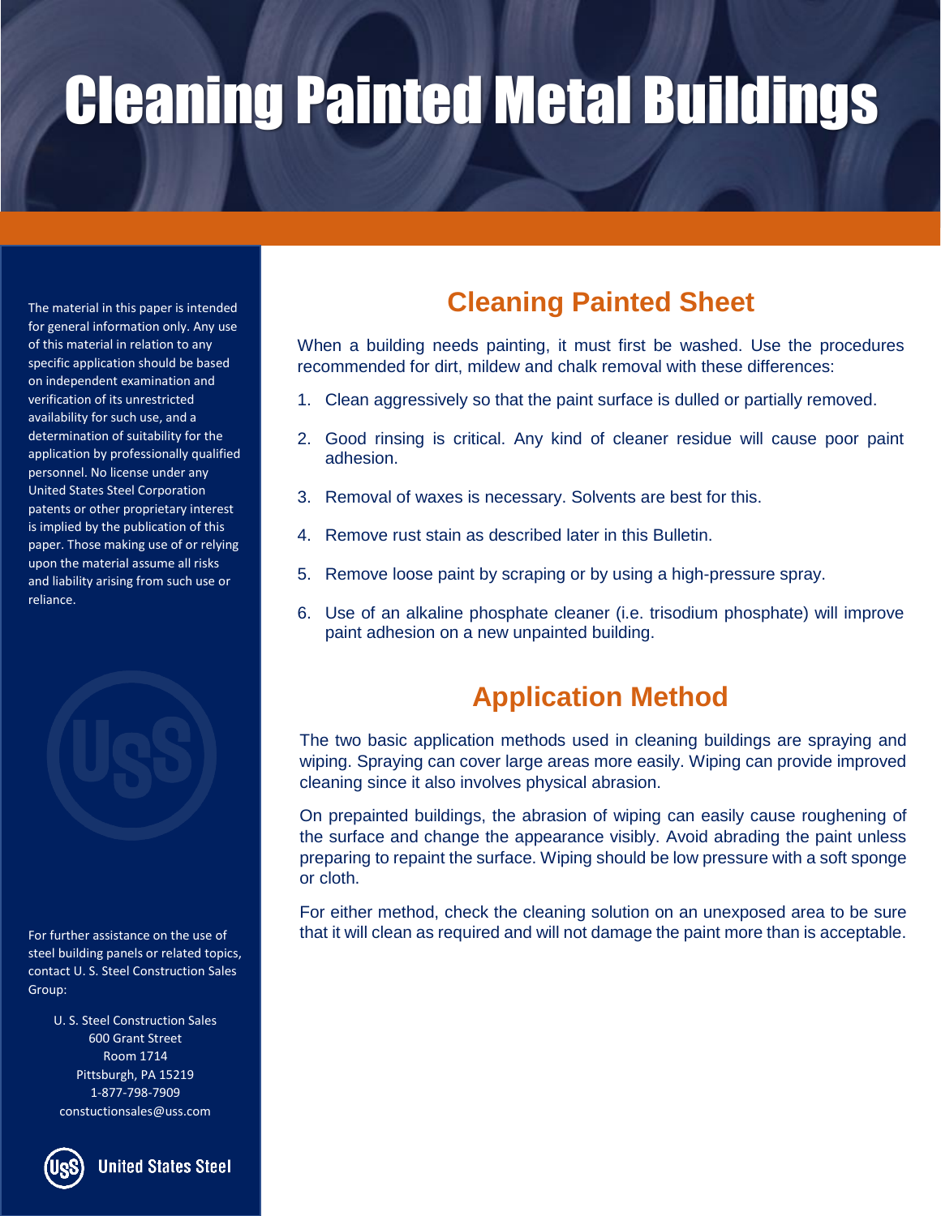# Cleaning Painted Metal Buildings

The material in this paper is intended for general information only. Any use of this material in relation to any specific application should be based on independent examination and verification of its unrestricted availability for such use, and a determination of suitability for the application by professionally qualified personnel. No license under any United States Steel Corporation patents or other proprietary interest is implied by the publication of this paper. Those making use of or relying upon the material assume all risks and liability arising from such use or reliance.

For further assistance on the use of steel building panels or related topics, contact U. S. Steel Construction Sales Group:

U. S. Steel Construction Sales
600 Grant Street
Room 1714
Pittsburgh, PA 15219
1-877-798-7909
constuctionsales@uss.com

United States Steel

## Cleaning Painted Sheet

When a building needs painting, it must first be washed. Use the procedures recommended for dirt, mildew and chalk removal with these differences:

1. Clean aggressively so that the paint surface is dulled or partially removed.
2. Good rinsing is critical. Any kind of cleaner residue will cause poor paint adhesion.
3. Removal of waxes is necessary. Solvents are best for this.
4. Remove rust stain as described later in this Bulletin.
5. Remove loose paint by scraping or by using a high-pressure spray.
6. Use of an alkaline phosphate cleaner (i.e. trisodium phosphate) will improve paint adhesion on a new unpainted building.

## Application Method

The two basic application methods used in cleaning buildings are spraying and wiping. Spraying can cover large areas more easily. Wiping can provide improved cleaning since it also involves physical abrasion.

On prepainted buildings, the abrasion of wiping can easily cause roughening of the surface and change the appearance visibly. Avoid abrading the paint unless preparing to repaint the surface. Wiping should be low pressure with a soft sponge or cloth.

For either method, check the cleaning solution on an unexposed area to be sure that it will clean as required and will not damage the paint more than is acceptable.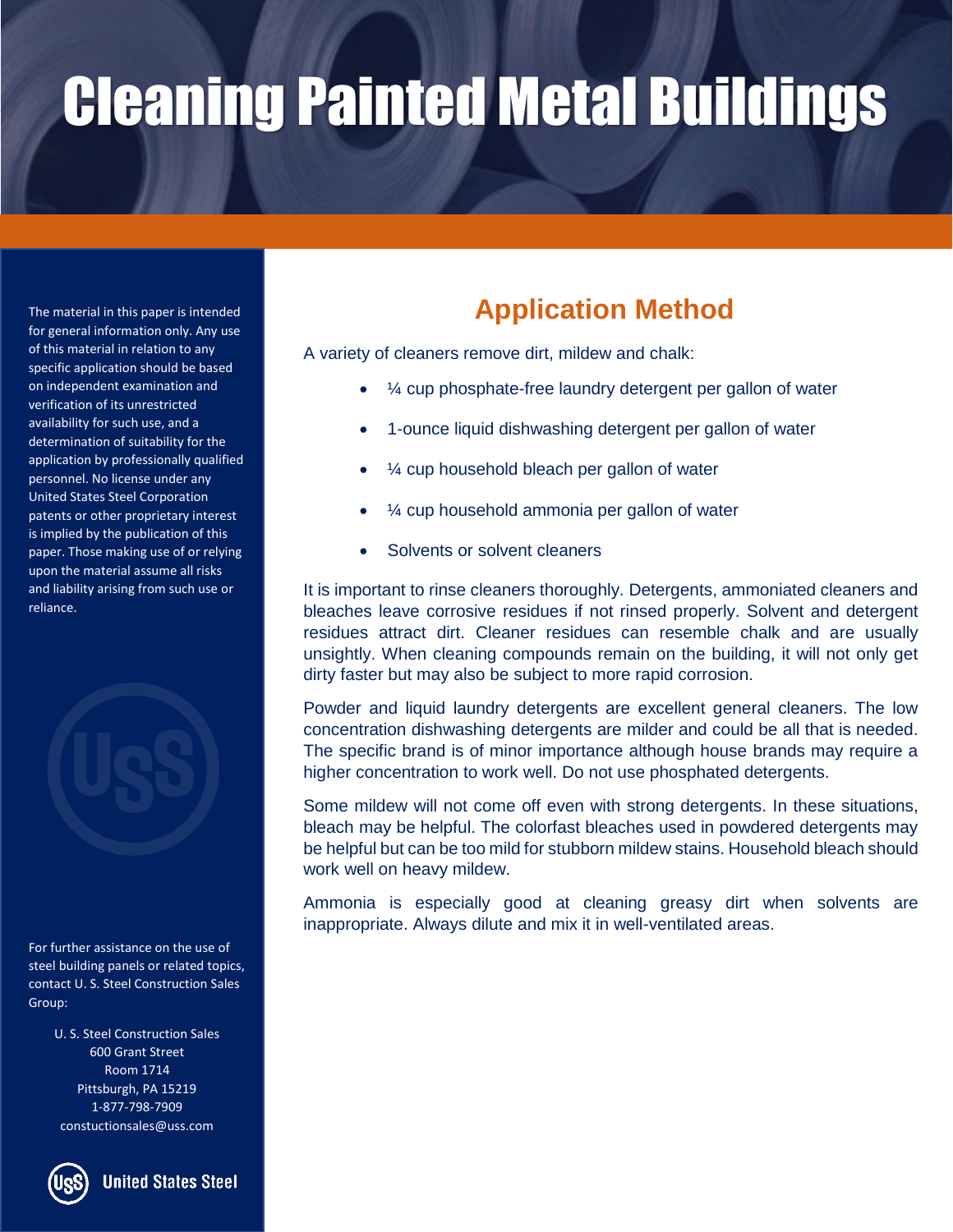# Cleaning Painted Metal Buildings

The material in this paper is intended for general information only. Any use of this material in relation to any specific application should be based on independent examination and verification of its unrestricted availability for such use, and a determination of suitability for the application by professionally qualified personnel. No license under any United States Steel Corporation patents or other proprietary interest is implied by the publication of this paper. Those making use of or relying upon the material assume all risks and liability arising from such use or reliance.

## Application Method

A variety of cleaners remove dirt, mildew and chalk:

- ¼ cup phosphate-free laundry detergent per gallon of water
- 1-ounce liquid dishwashing detergent per gallon of water
- ¼ cup household bleach per gallon of water
- ¼ cup household ammonia per gallon of water
- Solvents or solvent cleaners

It is important to rinse cleaners thoroughly. Detergents, ammoniated cleaners and bleaches leave corrosive residues if not rinsed properly. Solvent and detergent residues attract dirt. Cleaner residues can resemble chalk and are usually unsightly. When cleaning compounds remain on the building, it will not only get dirty faster but may also be subject to more rapid corrosion.

Powder and liquid laundry detergents are excellent general cleaners. The low concentration dishwashing detergents are milder and could be all that is needed. The specific brand is of minor importance although house brands may require a higher concentration to work well. Do not use phosphated detergents.

Some mildew will not come off even with strong detergents. In these situations, bleach may be helpful. The colorfast bleaches used in powdered detergents may be helpful but can be too mild for stubborn mildew stains. Household bleach should work well on heavy mildew.

Ammonia is especially good at cleaning greasy dirt when solvents are inappropriate. Always dilute and mix it in well-ventilated areas.

For further assistance on the use of steel building panels or related topics, contact U. S. Steel Construction Sales Group:

U. S. Steel Construction Sales
600 Grant Street
Room 1714
Pittsburgh, PA 15219
1-877-798-7909
constuctionsales@uss.com

United States Steel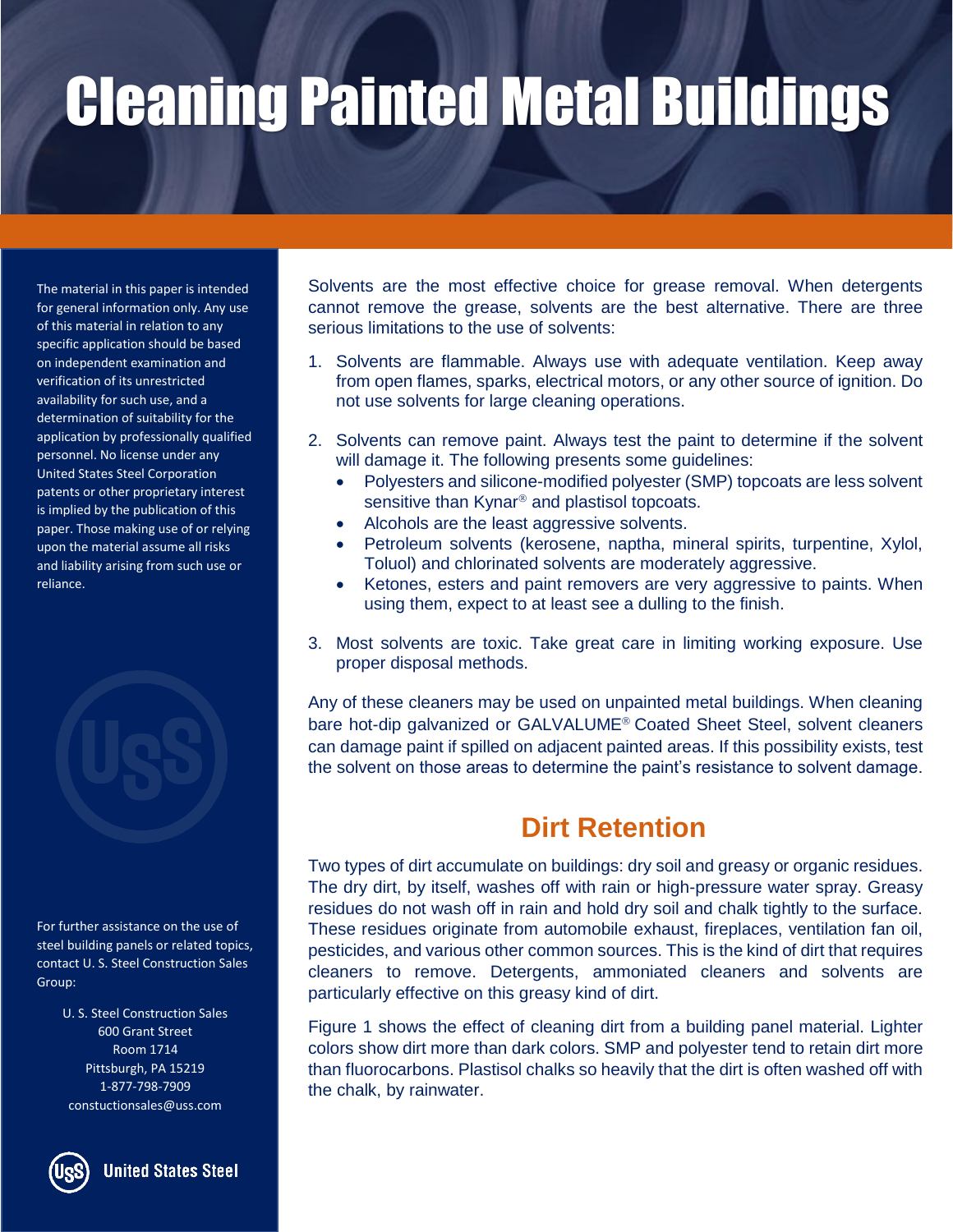# Cleaning Painted Metal Buildings

The material in this paper is intended for general information only. Any use of this material in relation to any specific application should be based on independent examination and verification of its unrestricted availability for such use, and a determination of suitability for the application by professionally qualified personnel. No license under any United States Steel Corporation patents or other proprietary interest is implied by the publication of this paper. Those making use of or relying upon the material assume all risks and liability arising from such use or reliance.

For further assistance on the use of steel building panels or related topics, contact U. S. Steel Construction Sales Group:

U. S. Steel Construction Sales
600 Grant Street
Room 1714
Pittsburgh, PA 15219
1-877-798-7909
constuctionsales@uss.com

United States Steel

Solvents are the most effective choice for grease removal. When detergents cannot remove the grease, solvents are the best alternative. There are three serious limitations to the use of solvents:

1. Solvents are flammable. Always use with adequate ventilation. Keep away from open flames, sparks, electrical motors, or any other source of ignition. Do not use solvents for large cleaning operations.
2. Solvents can remove paint. Always test the paint to determine if the solvent will damage it. The following presents some guidelines:
   - Polyesters and silicone-modified polyester (SMP) topcoats are less solvent sensitive than Kynar® and plastisol topcoats.
   - Alcohols are the least aggressive solvents.
   - Petroleum solvents (kerosene, naptha, mineral spirits, turpentine, Xylol, Toluol) and chlorinated solvents are moderately aggressive.
   - Ketones, esters and paint removers are very aggressive to paints. When using them, expect to at least see a dulling to the finish.
3. Most solvents are toxic. Take great care in limiting working exposure. Use proper disposal methods.

Any of these cleaners may be used on unpainted metal buildings. When cleaning bare hot-dip galvanized or GALVALUME® Coated Sheet Steel, solvent cleaners can damage paint if spilled on adjacent painted areas. If this possibility exists, test the solvent on those areas to determine the paint's resistance to solvent damage.

## Dirt Retention

Two types of dirt accumulate on buildings: dry soil and greasy or organic residues. The dry dirt, by itself, washes off with rain or high-pressure water spray. Greasy residues do not wash off in rain and hold dry soil and chalk tightly to the surface. These residues originate from automobile exhaust, fireplaces, ventilation fan oil, pesticides, and various other common sources. This is the kind of dirt that requires cleaners to remove. Detergents, ammoniated cleaners and solvents are particularly effective on this greasy kind of dirt.

Figure 1 shows the effect of cleaning dirt from a building panel material. Lighter colors show dirt more than dark colors. SMP and polyester tend to retain dirt more than fluorocarbons. Plastisol chalks so heavily that the dirt is often washed off with the chalk, by rainwater.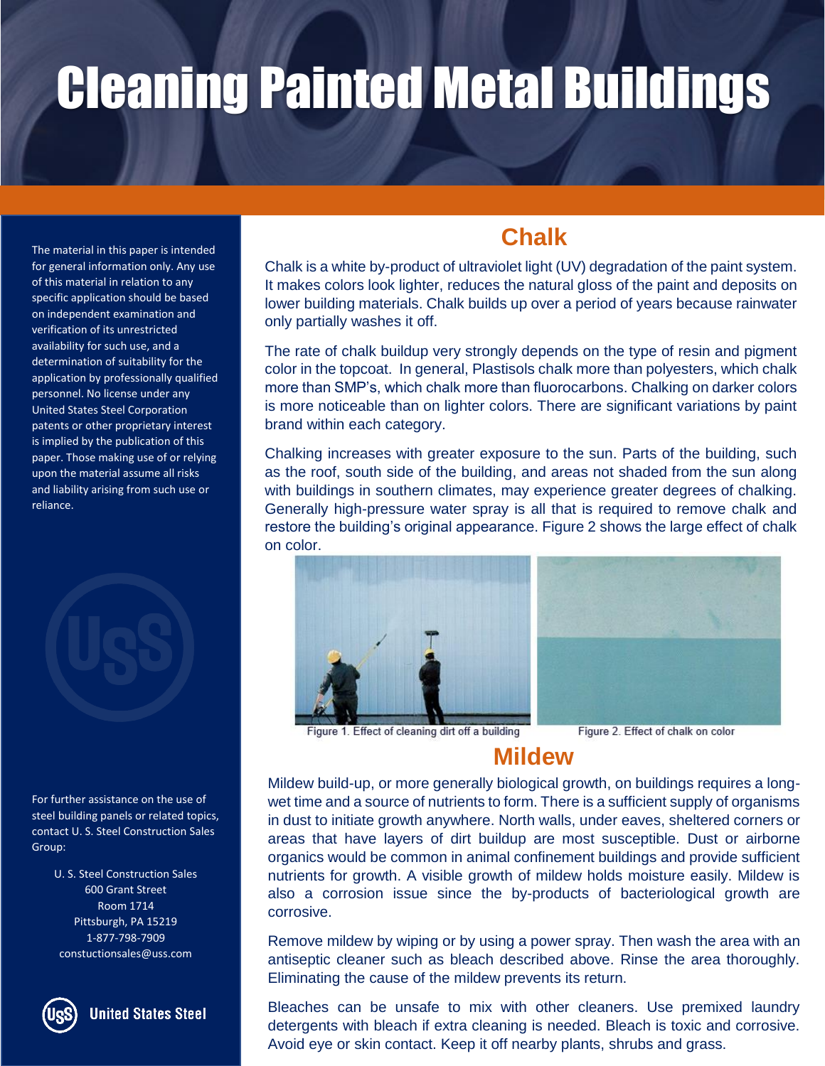# Cleaning Painted Metal Buildings

The material in this paper is intended for general information only. Any use of this material in relation to any specific application should be based on independent examination and verification of its unrestricted availability for such use, and a determination of suitability for the application by professionally qualified personnel. No license under any United States Steel Corporation patents or other proprietary interest is implied by the publication of this paper. Those making use of or relying upon the material assume all risks and liability arising from such use or reliance.

For further assistance on the use of steel building panels or related topics, contact U. S. Steel Construction Sales Group:

U. S. Steel Construction Sales
600 Grant Street
Room 1714
Pittsburgh, PA 15219
1-877-798-7909
constuctionsales@uss.com

United States Steel

## Chalk

Chalk is a white by-product of ultraviolet light (UV) degradation of the paint system. It makes colors look lighter, reduces the natural gloss of the paint and deposits on lower building materials. Chalk builds up over a period of years because rainwater only partially washes it off.

The rate of chalk buildup very strongly depends on the type of resin and pigment color in the topcoat. In general, Plastisols chalk more than polyesters, which chalk more than SMP's, which chalk more than fluorocarbons. Chalking on darker colors is more noticeable than on lighter colors. There are significant variations by paint brand within each category.

Chalking increases with greater exposure to the sun. Parts of the building, such as the roof, south side of the building, and areas not shaded from the sun along with buildings in southern climates, may experience greater degrees of chalking. Generally high-pressure water spray is all that is required to remove chalk and restore the building's original appearance. Figure 2 shows the large effect of chalk on color.

Figure 1. Effect of cleaning dirt off a building

Figure 2. Effect of chalk on color

## Mildew

Mildew build-up, or more generally biological growth, on buildings requires a long-wet time and a source of nutrients to form. There is a sufficient supply of organisms in dust to initiate growth anywhere. North walls, under eaves, sheltered corners or areas that have layers of dirt buildup are most susceptible. Dust or airborne organics would be common in animal confinement buildings and provide sufficient nutrients for growth. A visible growth of mildew holds moisture easily. Mildew is also a corrosion issue since the by-products of bacteriological growth are corrosive.

Remove mildew by wiping or by using a power spray. Then wash the area with an antiseptic cleaner such as bleach described above. Rinse the area thoroughly. Eliminating the cause of the mildew prevents its return.

Bleaches can be unsafe to mix with other cleaners. Use premixed laundry detergents with bleach if extra cleaning is needed. Bleach is toxic and corrosive. Avoid eye or skin contact. Keep it off nearby plants, shrubs and grass.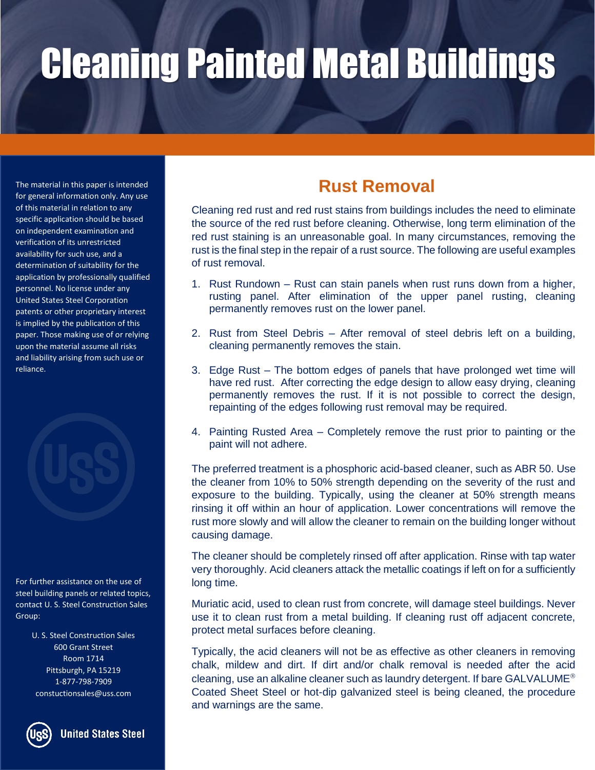# Cleaning Painted Metal Buildings

The material in this paper is intended for general information only. Any use of this material in relation to any specific application should be based on independent examination and verification of its unrestricted availability for such use, and a determination of suitability for the application by professionally qualified personnel. No license under any United States Steel Corporation patents or other proprietary interest is implied by the publication of this paper. Those making use of or relying upon the material assume all risks and liability arising from such use or reliance.

## Rust Removal

Cleaning red rust and red rust stains from buildings includes the need to eliminate the source of the red rust before cleaning. Otherwise, long term elimination of the red rust staining is an unreasonable goal. In many circumstances, removing the rust is the final step in the repair of a rust source. The following are useful examples of rust removal.

1. Rust Rundown – Rust can stain panels when rust runs down from a higher, rusting panel. After elimination of the upper panel rusting, cleaning permanently removes rust on the lower panel.
2. Rust from Steel Debris – After removal of steel debris left on a building, cleaning permanently removes the stain.
3. Edge Rust – The bottom edges of panels that have prolonged wet time will have red rust. After correcting the edge design to allow easy drying, cleaning permanently removes the rust. If it is not possible to correct the design, repainting of the edges following rust removal may be required.
4. Painting Rusted Area – Completely remove the rust prior to painting or the paint will not adhere.

The preferred treatment is a phosphoric acid-based cleaner, such as ABR 50. Use the cleaner from 10% to 50% strength depending on the severity of the rust and exposure to the building. Typically, using the cleaner at 50% strength means rinsing it off within an hour of application. Lower concentrations will remove the rust more slowly and will allow the cleaner to remain on the building longer without causing damage.

The cleaner should be completely rinsed off after application. Rinse with tap water very thoroughly. Acid cleaners attack the metallic coatings if left on for a sufficiently long time.

Muriatic acid, used to clean rust from concrete, will damage steel buildings. Never use it to clean rust from a metal building. If cleaning rust off adjacent concrete, protect metal surfaces before cleaning.

Typically, the acid cleaners will not be as effective as other cleaners in removing chalk, mildew and dirt. If dirt and/or chalk removal is needed after the acid cleaning, use an alkaline cleaner such as laundry detergent. If bare GALVALUME® Coated Sheet Steel or hot-dip galvanized steel is being cleaned, the procedure and warnings are the same.

For further assistance on the use of steel building panels or related topics, contact U. S. Steel Construction Sales Group:

U. S. Steel Construction Sales
600 Grant Street
Room 1714
Pittsburgh, PA 15219
1-877-798-7909
constuctionsales@uss.com

United States Steel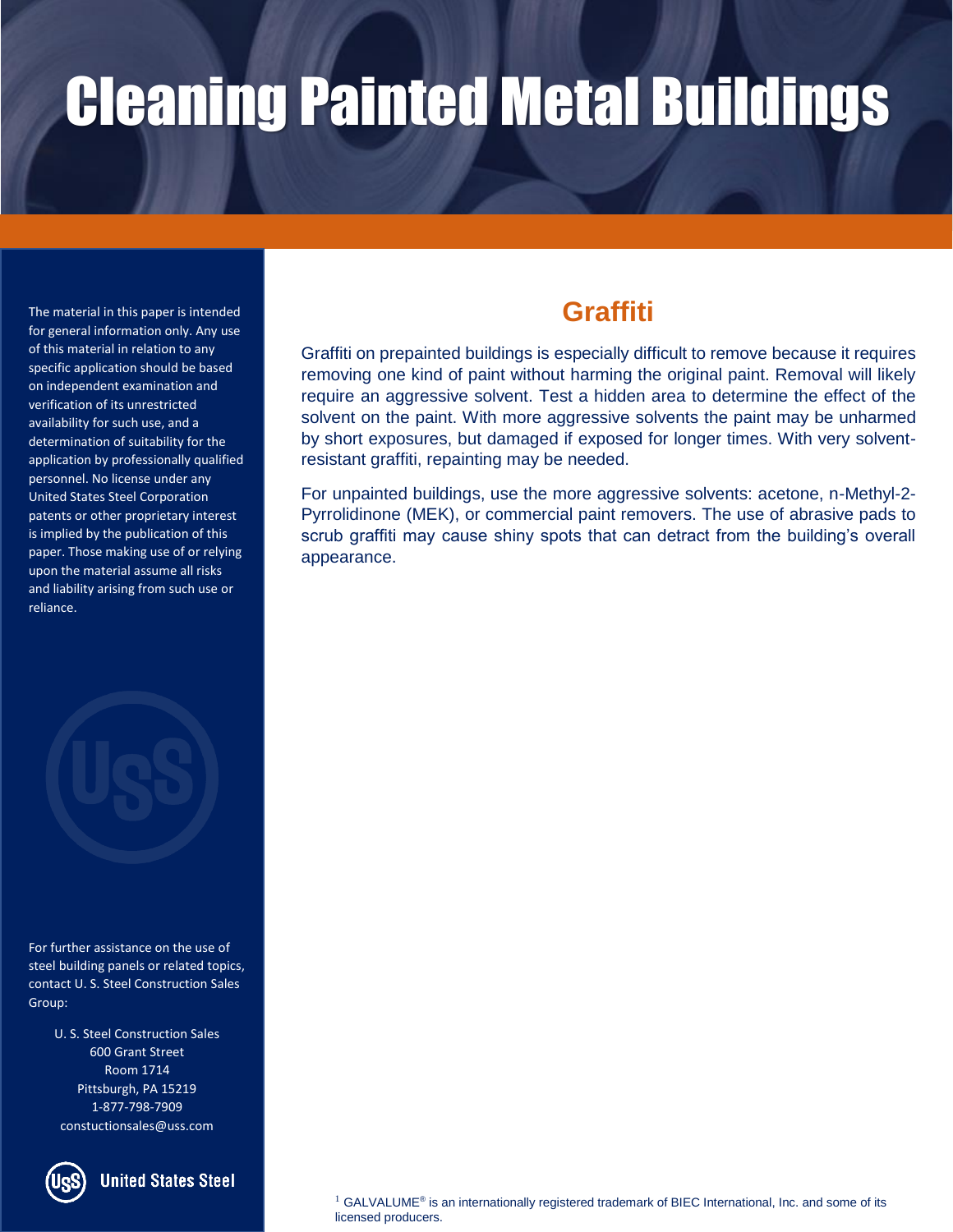# Cleaning Painted Metal Buildings

The material in this paper is intended for general information only. Any use of this material in relation to any specific application should be based on independent examination and verification of its unrestricted availability for such use, and a determination of suitability for the application by professionally qualified personnel. No license under any United States Steel Corporation patents or other proprietary interest is implied by the publication of this paper. Those making use of or relying upon the material assume all risks and liability arising from such use or reliance.

For further assistance on the use of steel building panels or related topics, contact U. S. Steel Construction Sales Group:

U. S. Steel Construction Sales
600 Grant Street
Room 1714
Pittsburgh, PA 15219
1-877-798-7909
constuctionsales@uss.com

United States Steel

## Graffiti

Graffiti on prepainted buildings is especially difficult to remove because it requires removing one kind of paint without harming the original paint. Removal will likely require an aggressive solvent. Test a hidden area to determine the effect of the solvent on the paint. With more aggressive solvents the paint may be unharmed by short exposures, but damaged if exposed for longer times. With very solvent-resistant graffiti, repainting may be needed.

For unpainted buildings, use the more aggressive solvents: acetone, n-Methyl-2-Pyrrolidinone (MEK), or commercial paint removers. The use of abrasive pads to scrub graffiti may cause shiny spots that can detract from the building's overall appearance.

[1] GALVALUME® is an internationally registered trademark of BIEC International, Inc. and some of its licensed producers.